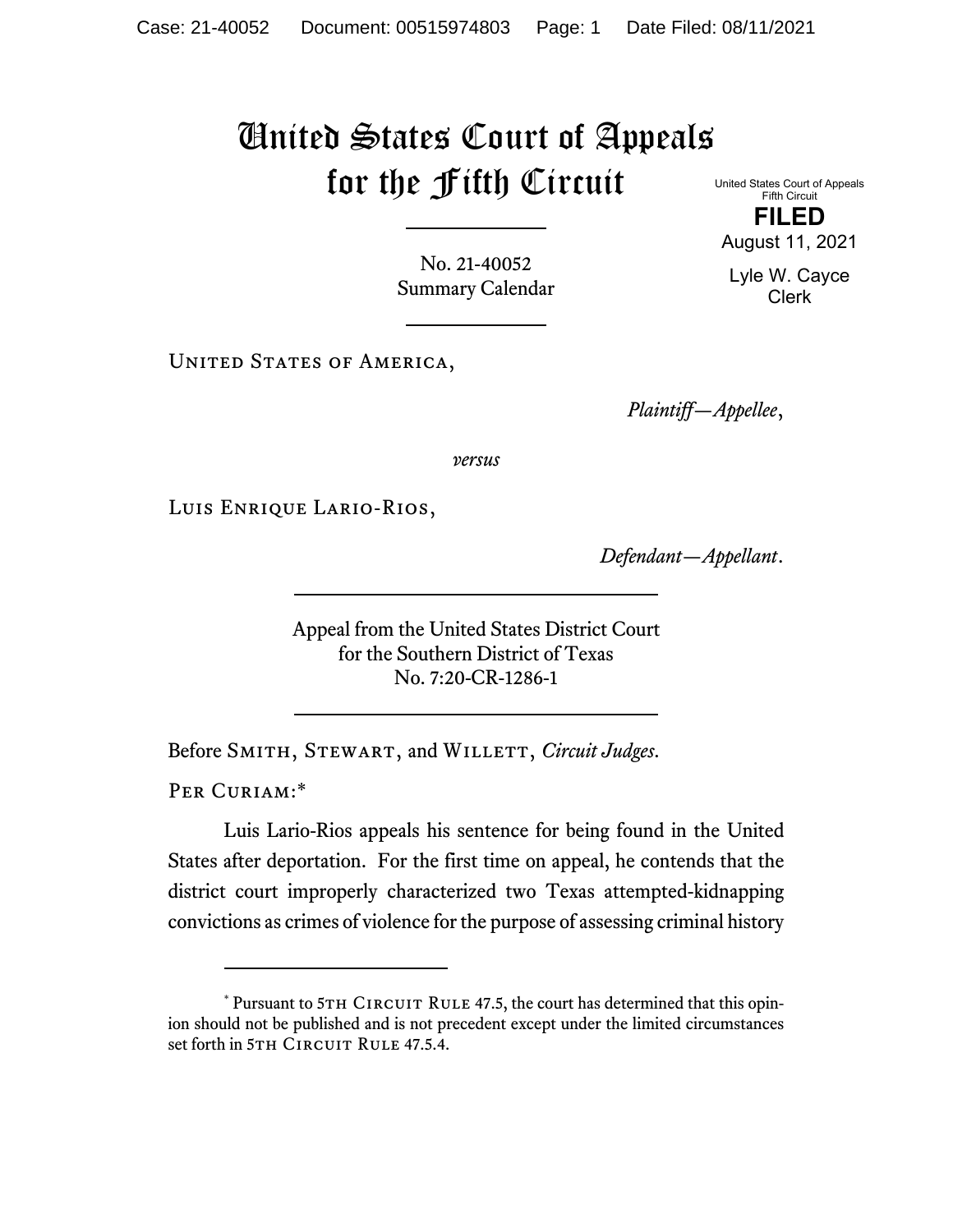# United States Court of Appeals for the Fifth Circuit

United States Court of Appeals
Fifth Circuit

**FILED**

August 11, 2021

Lyle W. Cayce
Clerk

No. 21-40052
Summary Calendar

United States of America,

*Plaintiff—Appellee*,

*versus*

Luis Enrique Lario-Rios,

*Defendant—Appellant*.

Appeal from the United States District Court
for the Southern District of Texas
No. 7:20-CR-1286-1

Before Smith, Stewart, and Willett, *Circuit Judges*.

Per Curiam:*

Luis Lario-Rios appeals his sentence for being found in the United States after deportation. For the first time on appeal, he contends that the district court improperly characterized two Texas attempted-kidnapping convictions as crimes of violence for the purpose of assessing criminal history

---

* Pursuant to 5th Circuit Rule 47.5, the court has determined that this opinion should not be published and is not precedent except under the limited circumstances set forth in 5th Circuit Rule 47.5.4.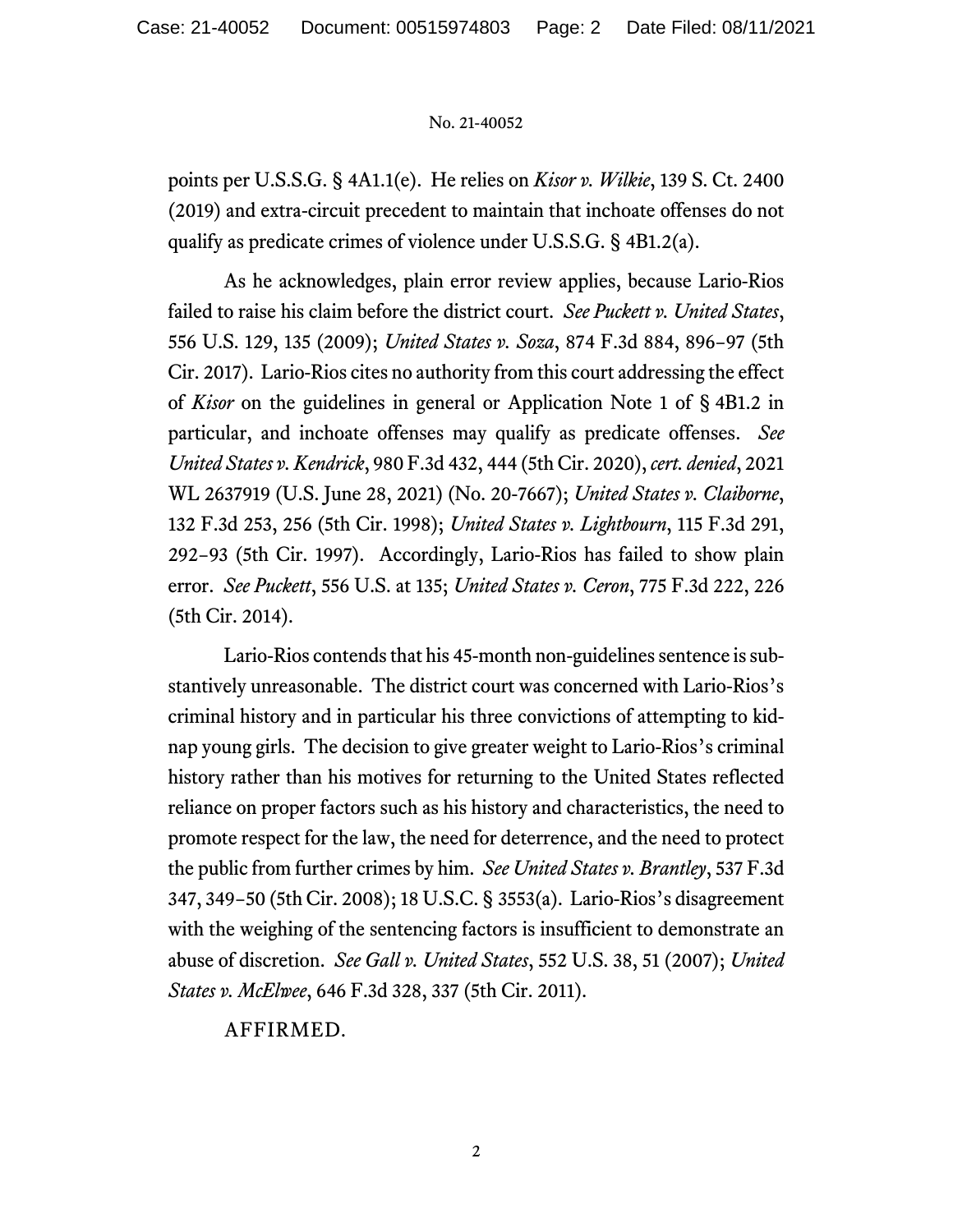points per U.S.S.G. § 4A1.1(e). He relies on *Kisor v. Wilkie*, 139 S. Ct. 2400 (2019) and extra-circuit precedent to maintain that inchoate offenses do not qualify as predicate crimes of violence under U.S.S.G. § 4B1.2(a).

As he acknowledges, plain error review applies, because Lario-Rios failed to raise his claim before the district court. *See Puckett v. United States*, 556 U.S. 129, 135 (2009); *United States v. Soza*, 874 F.3d 884, 896–97 (5th Cir. 2017). Lario-Rios cites no authority from this court addressing the effect of *Kisor* on the guidelines in general or Application Note 1 of § 4B1.2 in particular, and inchoate offenses may qualify as predicate offenses. *See United States v. Kendrick*, 980 F.3d 432, 444 (5th Cir. 2020), *cert. denied*, 2021 WL 2637919 (U.S. June 28, 2021) (No. 20-7667); *United States v. Claiborne*, 132 F.3d 253, 256 (5th Cir. 1998); *United States v. Lightbourn*, 115 F.3d 291, 292–93 (5th Cir. 1997). Accordingly, Lario-Rios has failed to show plain error. *See Puckett*, 556 U.S. at 135; *United States v. Ceron*, 775 F.3d 222, 226 (5th Cir. 2014).

Lario-Rios contends that his 45-month non-guidelines sentence is substantively unreasonable. The district court was concerned with Lario-Rios's criminal history and in particular his three convictions of attempting to kidnap young girls. The decision to give greater weight to Lario-Rios's criminal history rather than his motives for returning to the United States reflected reliance on proper factors such as his history and characteristics, the need to promote respect for the law, the need for deterrence, and the need to protect the public from further crimes by him. *See United States v. Brantley*, 537 F.3d 347, 349–50 (5th Cir. 2008); 18 U.S.C. § 3553(a). Lario-Rios's disagreement with the weighing of the sentencing factors is insufficient to demonstrate an abuse of discretion. *See Gall v. United States*, 552 U.S. 38, 51 (2007); *United States v. McElwee*, 646 F.3d 328, 337 (5th Cir. 2011).

AFFIRMED.